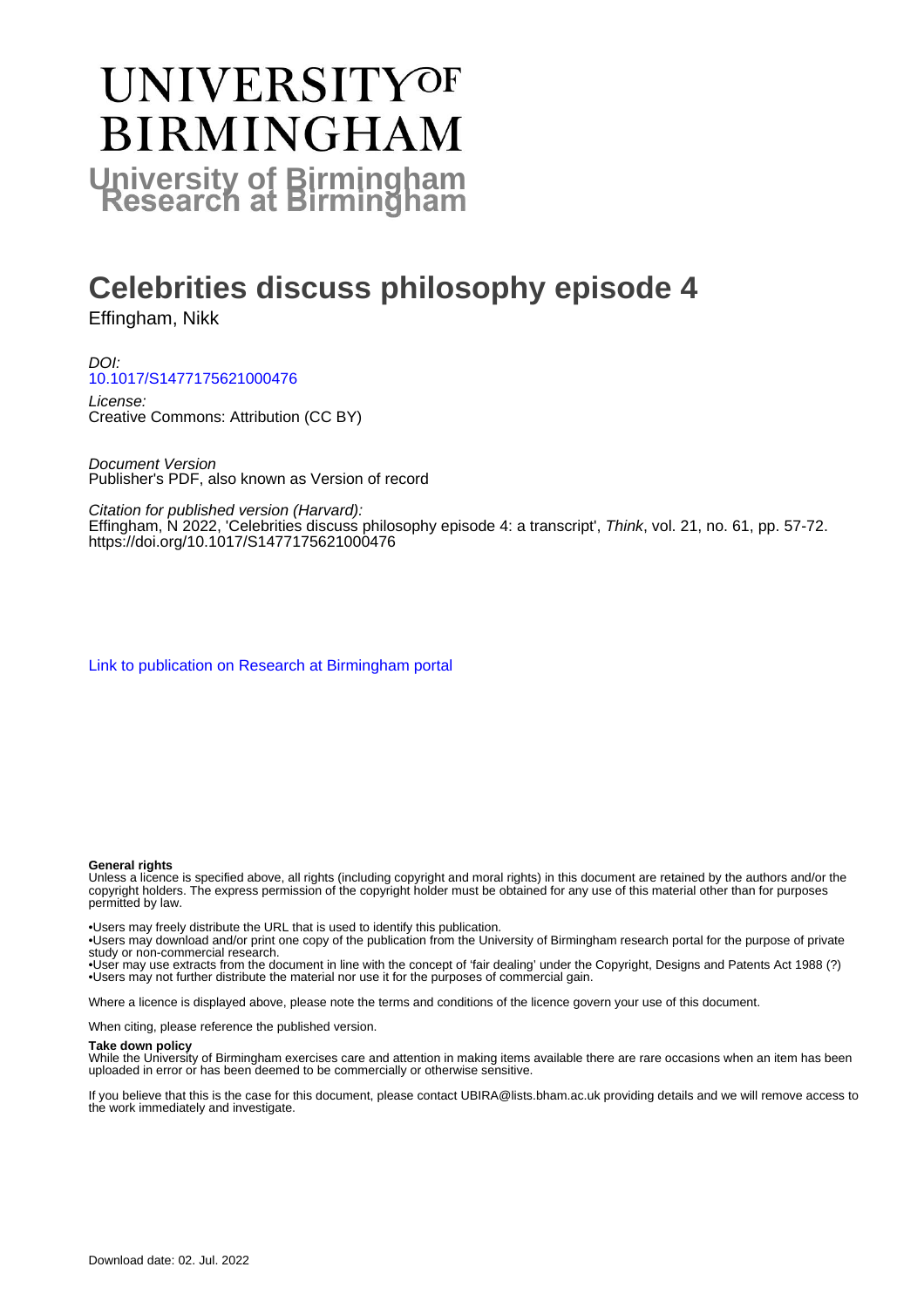# UNIVERSITY OF BIRMINGHAM

**University of Birmingham Research at Birmingham**

# Celebrities discuss philosophy episode 4

Effingham, Nikk

*DOI:*
10.1017/S1477175621000476

*License:*
Creative Commons: Attribution (CC BY)

*Document Version*
Publisher's PDF, also known as Version of record

*Citation for published version (Harvard):*
Effingham, N 2022, 'Celebrities discuss philosophy episode 4: a transcript', *Think*, vol. 21, no. 61, pp. 57-72. https://doi.org/10.1017/S1477175621000476

Link to publication on Research at Birmingham portal

**General rights**
Unless a licence is specified above, all rights (including copyright and moral rights) in this document are retained by the authors and/or the copyright holders. The express permission of the copyright holder must be obtained for any use of this material other than for purposes permitted by law.

•Users may freely distribute the URL that is used to identify this publication.
•Users may download and/or print one copy of the publication from the University of Birmingham research portal for the purpose of private study or non-commercial research.
•User may use extracts from the document in line with the concept of 'fair dealing' under the Copyright, Designs and Patents Act 1988 (?)
•Users may not further distribute the material nor use it for the purposes of commercial gain.

Where a licence is displayed above, please note the terms and conditions of the licence govern your use of this document.

When citing, please reference the published version.

**Take down policy**
While the University of Birmingham exercises care and attention in making items available there are rare occasions when an item has been uploaded in error or has been deemed to be commercially or otherwise sensitive.

If you believe that this is the case for this document, please contact UBIRA@lists.bham.ac.uk providing details and we will remove access to the work immediately and investigate.

Download date: 02. Jul. 2022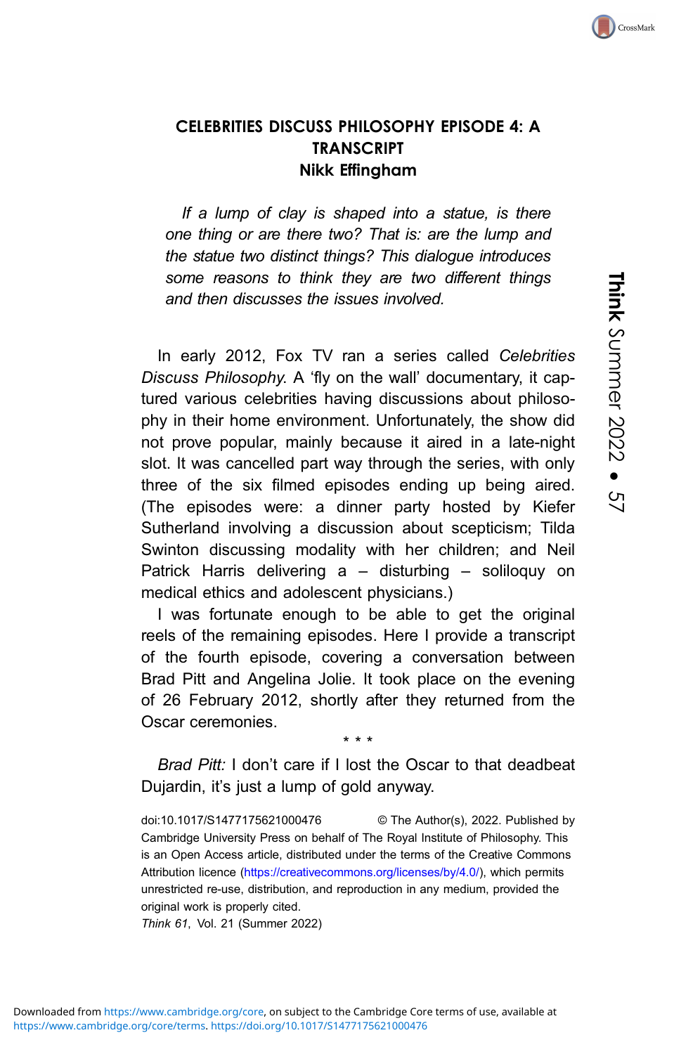# CELEBRITIES DISCUSS PHILOSOPHY EPISODE 4: A TRANSCRIPT

**Nikk Effingham**

*If a lump of clay is shaped into a statue, is there one thing or are there two? That is: are the lump and the statue two distinct things? This dialogue introduces some reasons to think they are two different things and then discusses the issues involved.*

In early 2012, Fox TV ran a series called *Celebrities Discuss Philosophy*. A 'fly on the wall' documentary, it captured various celebrities having discussions about philosophy in their home environment. Unfortunately, the show did not prove popular, mainly because it aired in a late-night slot. It was cancelled part way through the series, with only three of the six filmed episodes ending up being aired. (The episodes were: a dinner party hosted by Kiefer Sutherland involving a discussion about scepticism; Tilda Swinton discussing modality with her children; and Neil Patrick Harris delivering a – disturbing – soliloquy on medical ethics and adolescent physicians.)

I was fortunate enough to be able to get the original reels of the remaining episodes. Here I provide a transcript of the fourth episode, covering a conversation between Brad Pitt and Angelina Jolie. It took place on the evening of 26 February 2012, shortly after they returned from the Oscar ceremonies.

\* \* \*

*Brad Pitt:* I don't care if I lost the Oscar to that deadbeat Dujardin, it's just a lump of gold anyway.

doi:10.1017/S1477175621000476 © The Author(s), 2022. Published by Cambridge University Press on behalf of The Royal Institute of Philosophy. This is an Open Access article, distributed under the terms of the Creative Commons Attribution licence (https://creativecommons.org/licenses/by/4.0/), which permits unrestricted re-use, distribution, and reproduction in any medium, provided the original work is properly cited.
*Think 61*, Vol. 21 (Summer 2022)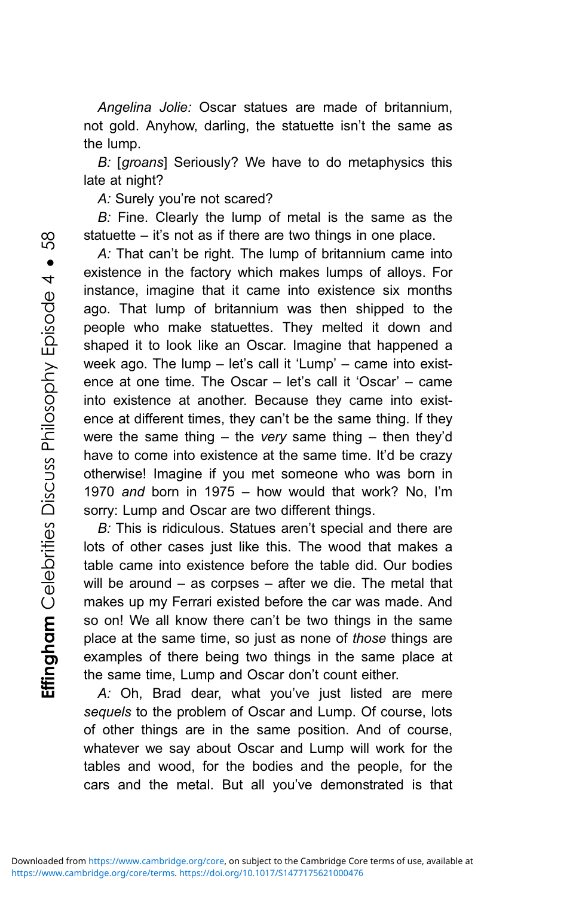*Angelina Jolie:* Oscar statues are made of britannium, not gold. Anyhow, darling, the statuette isn't the same as the lump.

*B:* [*groans*] Seriously? We have to do metaphysics this late at night?

*A:* Surely you're not scared?

*B:* Fine. Clearly the lump of metal is the same as the statuette – it's not as if there are two things in one place.

*A:* That can't be right. The lump of britannium came into existence in the factory which makes lumps of alloys. For instance, imagine that it came into existence six months ago. That lump of britannium was then shipped to the people who make statuettes. They melted it down and shaped it to look like an Oscar. Imagine that happened a week ago. The lump – let's call it 'Lump' – came into existence at one time. The Oscar – let's call it 'Oscar' – came into existence at another. Because they came into existence at different times, they can't be the same thing. If they were the same thing – the *very* same thing – then they'd have to come into existence at the same time. It'd be crazy otherwise! Imagine if you met someone who was born in 1970 *and* born in 1975 – how would that work? No, I'm sorry: Lump and Oscar are two different things.

*B:* This is ridiculous. Statues aren't special and there are lots of other cases just like this. The wood that makes a table came into existence before the table did. Our bodies will be around – as corpses – after we die. The metal that makes up my Ferrari existed before the car was made. And so on! We all know there can't be two things in the same place at the same time, so just as none of *those* things are examples of there being two things in the same place at the same time, Lump and Oscar don't count either.

*A:* Oh, Brad dear, what you've just listed are mere *sequels* to the problem of Oscar and Lump. Of course, lots of other things are in the same position. And of course, whatever we say about Oscar and Lump will work for the tables and wood, for the bodies and the people, for the cars and the metal. But all you've demonstrated is that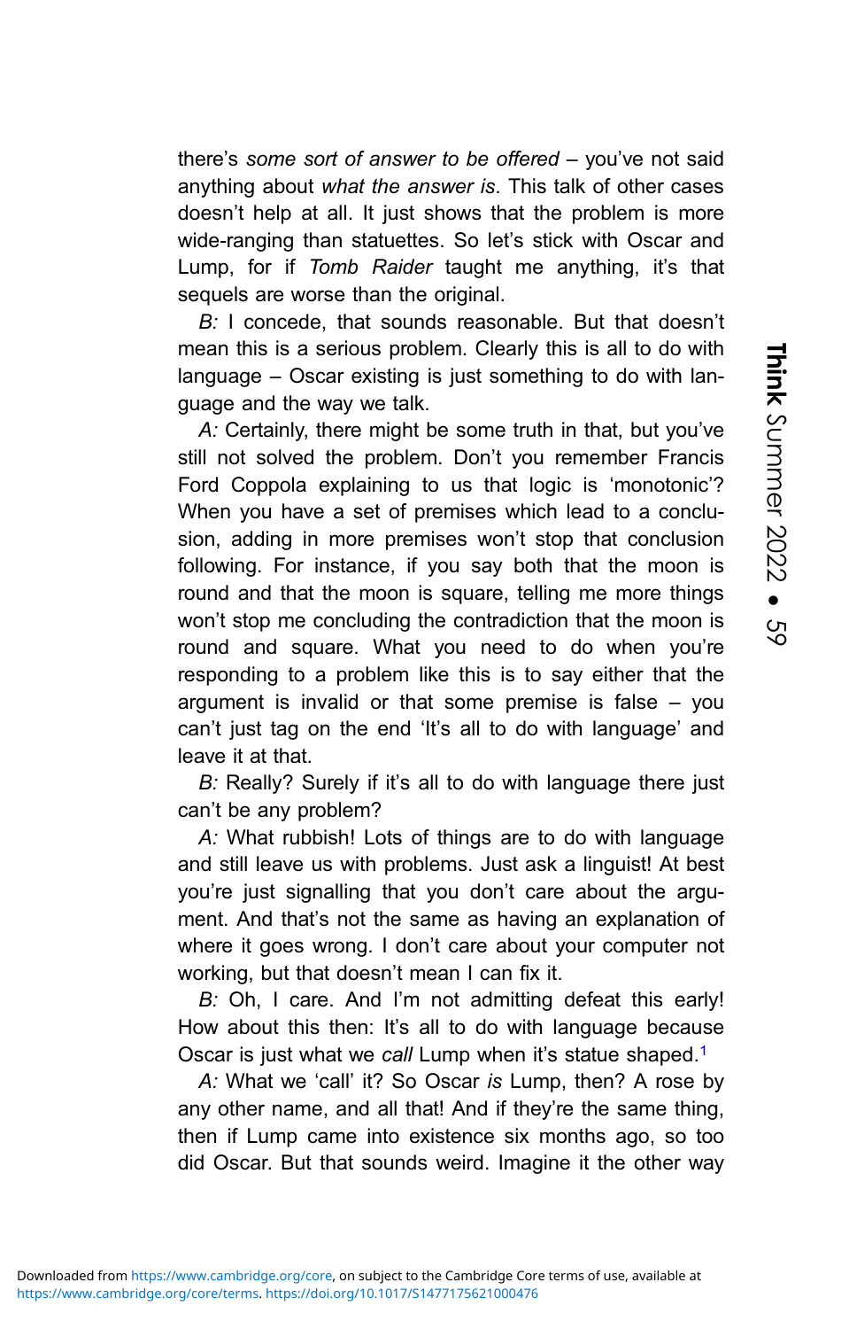there's *some sort of answer to be offered* – you've not said anything about *what the answer is*. This talk of other cases doesn't help at all. It just shows that the problem is more wide-ranging than statuettes. So let's stick with Oscar and Lump, for if *Tomb Raider* taught me anything, it's that sequels are worse than the original.

*B:* I concede, that sounds reasonable. But that doesn't mean this is a serious problem. Clearly this is all to do with language – Oscar existing is just something to do with language and the way we talk.

*A:* Certainly, there might be some truth in that, but you've still not solved the problem. Don't you remember Francis Ford Coppola explaining to us that logic is 'monotonic'? When you have a set of premises which lead to a conclusion, adding in more premises won't stop that conclusion following. For instance, if you say both that the moon is round and that the moon is square, telling me more things won't stop me concluding the contradiction that the moon is round and square. What you need to do when you're responding to a problem like this is to say either that the argument is invalid or that some premise is false – you can't just tag on the end 'It's all to do with language' and leave it at that.

*B:* Really? Surely if it's all to do with language there just can't be any problem?

*A:* What rubbish! Lots of things are to do with language and still leave us with problems. Just ask a linguist! At best you're just signalling that you don't care about the argument. And that's not the same as having an explanation of where it goes wrong. I don't care about your computer not working, but that doesn't mean I can fix it.

*B:* Oh, I care. And I'm not admitting defeat this early! How about this then: It's all to do with language because Oscar is just what we *call* Lump when it's statue shaped.[1]

*A:* What we 'call' it? So Oscar *is* Lump, then? A rose by any other name, and all that! And if they're the same thing, then if Lump came into existence six months ago, so too did Oscar. But that sounds weird. Imagine it the other way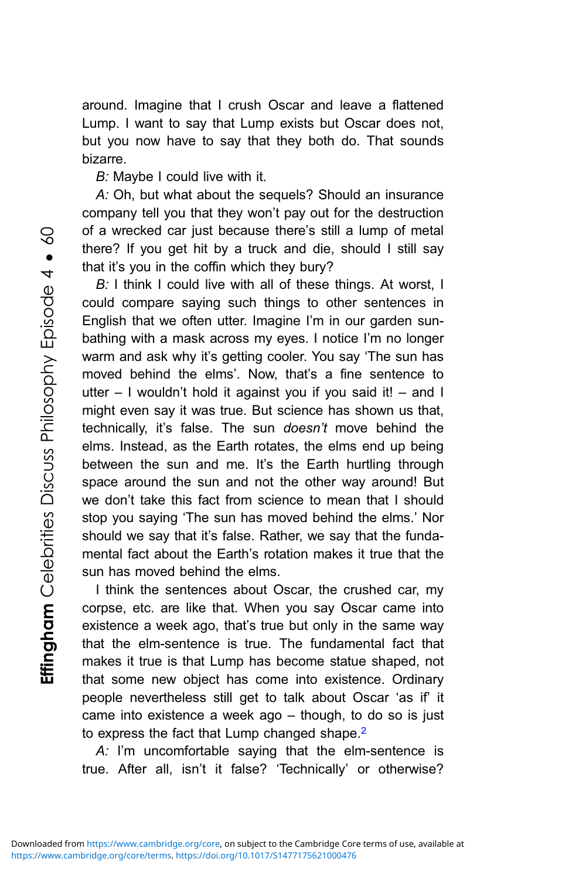around. Imagine that I crush Oscar and leave a flattened Lump. I want to say that Lump exists but Oscar does not, but you now have to say that they both do. That sounds bizarre.

*B:* Maybe I could live with it.

*A:* Oh, but what about the sequels? Should an insurance company tell you that they won't pay out for the destruction of a wrecked car just because there's still a lump of metal there? If you get hit by a truck and die, should I still say that it's you in the coffin which they bury?

*B:* I think I could live with all of these things. At worst, I could compare saying such things to other sentences in English that we often utter. Imagine I'm in our garden sunbathing with a mask across my eyes. I notice I'm no longer warm and ask why it's getting cooler. You say 'The sun has moved behind the elms'. Now, that's a fine sentence to utter – I wouldn't hold it against you if you said it! – and I might even say it was true. But science has shown us that, technically, it's false. The sun *doesn't* move behind the elms. Instead, as the Earth rotates, the elms end up being between the sun and me. It's the Earth hurtling through space around the sun and not the other way around! But we don't take this fact from science to mean that I should stop you saying 'The sun has moved behind the elms.' Nor should we say that it's false. Rather, we say that the fundamental fact about the Earth's rotation makes it true that the sun has moved behind the elms.

I think the sentences about Oscar, the crushed car, my corpse, etc. are like that. When you say Oscar came into existence a week ago, that's true but only in the same way that the elm-sentence is true. The fundamental fact that makes it true is that Lump has become statue shaped, not that some new object has come into existence. Ordinary people nevertheless still get to talk about Oscar 'as if' it came into existence a week ago – though, to do so is just to express the fact that Lump changed shape.[2]

*A:* I'm uncomfortable saying that the elm-sentence is true. After all, isn't it false? 'Technically' or otherwise?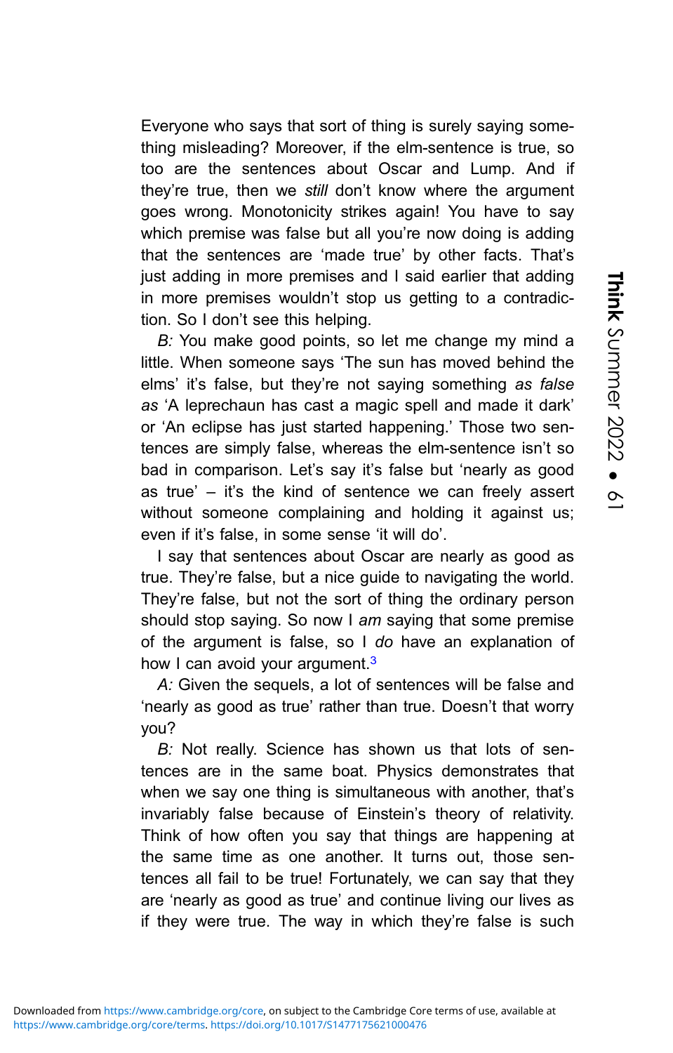Everyone who says that sort of thing is surely saying something misleading? Moreover, if the elm-sentence is true, so too are the sentences about Oscar and Lump. And if they're true, then we *still* don't know where the argument goes wrong. Monotonicity strikes again! You have to say which premise was false but all you're now doing is adding that the sentences are 'made true' by other facts. That's just adding in more premises and I said earlier that adding in more premises wouldn't stop us getting to a contradiction. So I don't see this helping.

*B:* You make good points, so let me change my mind a little. When someone says 'The sun has moved behind the elms' it's false, but they're not saying something *as false as* 'A leprechaun has cast a magic spell and made it dark' or 'An eclipse has just started happening.' Those two sentences are simply false, whereas the elm-sentence isn't so bad in comparison. Let's say it's false but 'nearly as good as true' – it's the kind of sentence we can freely assert without someone complaining and holding it against us; even if it's false, in some sense 'it will do'.

I say that sentences about Oscar are nearly as good as true. They're false, but a nice guide to navigating the world. They're false, but not the sort of thing the ordinary person should stop saying. So now I *am* saying that some premise of the argument is false, so I *do* have an explanation of how I can avoid your argument.[3]

*A:* Given the sequels, a lot of sentences will be false and 'nearly as good as true' rather than true. Doesn't that worry you?

*B:* Not really. Science has shown us that lots of sentences are in the same boat. Physics demonstrates that when we say one thing is simultaneous with another, that's invariably false because of Einstein's theory of relativity. Think of how often you say that things are happening at the same time as one another. It turns out, those sentences all fail to be true! Fortunately, we can say that they are 'nearly as good as true' and continue living our lives as if they were true. The way in which they're false is such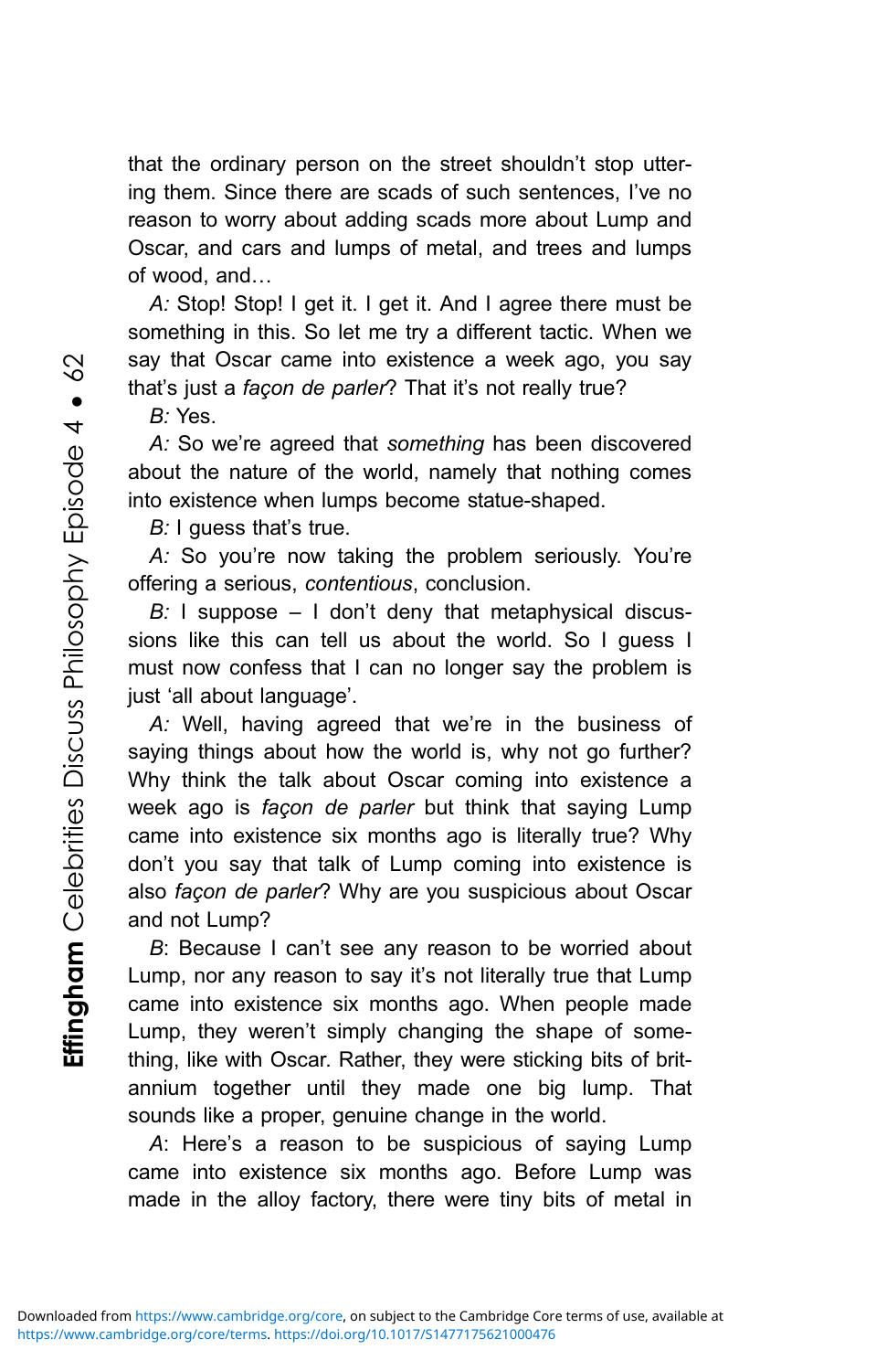that the ordinary person on the street shouldn't stop uttering them. Since there are scads of such sentences, I've no reason to worry about adding scads more about Lump and Oscar, and cars and lumps of metal, and trees and lumps of wood, and…

*A:* Stop! Stop! I get it. I get it. And I agree there must be something in this. So let me try a different tactic. When we say that Oscar came into existence a week ago, you say that's just a *façon de parler*? That it's not really true?

*B:* Yes.

*A:* So we're agreed that *something* has been discovered about the nature of the world, namely that nothing comes into existence when lumps become statue-shaped.

*B:* I guess that's true.

*A:* So you're now taking the problem seriously. You're offering a serious, *contentious*, conclusion.

*B:* I suppose – I don't deny that metaphysical discussions like this can tell us about the world. So I guess I must now confess that I can no longer say the problem is just 'all about language'.

*A:* Well, having agreed that we're in the business of saying things about how the world is, why not go further? Why think the talk about Oscar coming into existence a week ago is *façon de parler* but think that saying Lump came into existence six months ago is literally true? Why don't you say that talk of Lump coming into existence is also *façon de parler*? Why are you suspicious about Oscar and not Lump?

*B*: Because I can't see any reason to be worried about Lump, nor any reason to say it's not literally true that Lump came into existence six months ago. When people made Lump, they weren't simply changing the shape of something, like with Oscar. Rather, they were sticking bits of britannium together until they made one big lump. That sounds like a proper, genuine change in the world.

*A*: Here's a reason to be suspicious of saying Lump came into existence six months ago. Before Lump was made in the alloy factory, there were tiny bits of metal in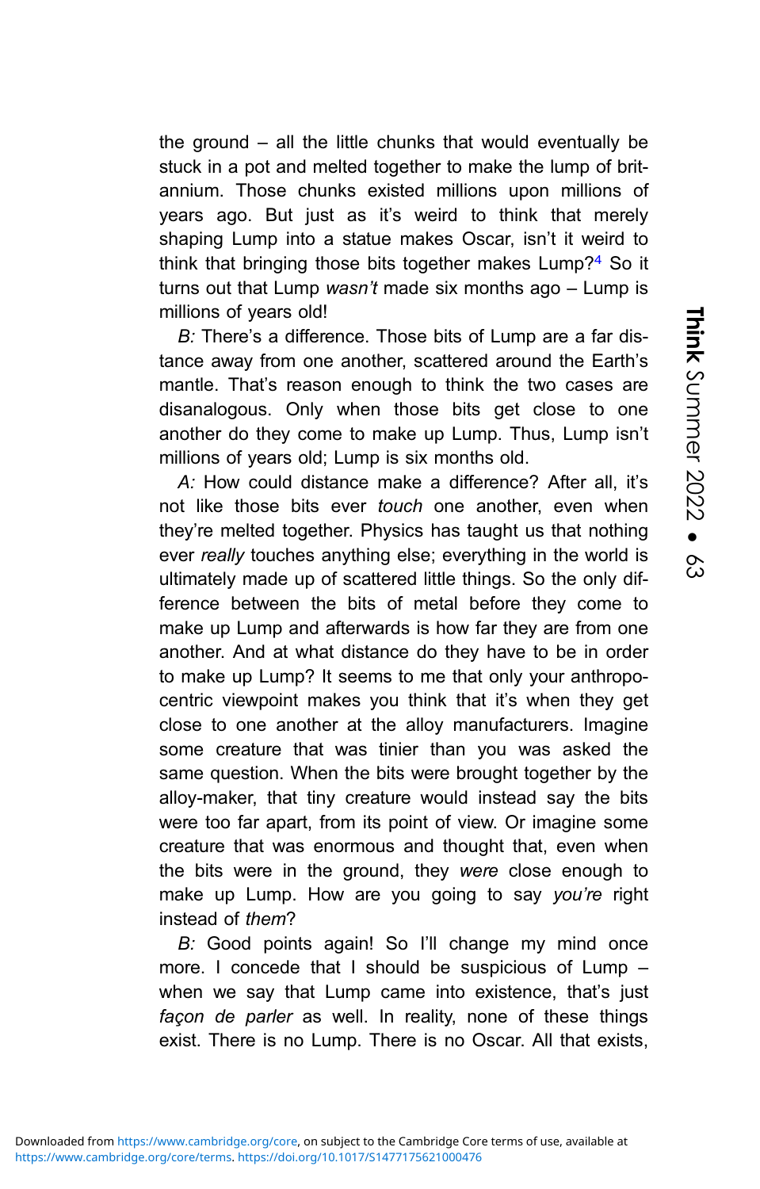the ground – all the little chunks that would eventually be stuck in a pot and melted together to make the lump of britannium. Those chunks existed millions upon millions of years ago. But just as it's weird to think that merely shaping Lump into a statue makes Oscar, isn't it weird to think that bringing those bits together makes Lump?[4] So it turns out that Lump *wasn't* made six months ago – Lump is millions of years old!

*B:* There's a difference. Those bits of Lump are a far distance away from one another, scattered around the Earth's mantle. That's reason enough to think the two cases are disanalogous. Only when those bits get close to one another do they come to make up Lump. Thus, Lump isn't millions of years old; Lump is six months old.

*A:* How could distance make a difference? After all, it's not like those bits ever *touch* one another, even when they're melted together. Physics has taught us that nothing ever *really* touches anything else; everything in the world is ultimately made up of scattered little things. So the only difference between the bits of metal before they come to make up Lump and afterwards is how far they are from one another. And at what distance do they have to be in order to make up Lump? It seems to me that only your anthropocentric viewpoint makes you think that it's when they get close to one another at the alloy manufacturers. Imagine some creature that was tinier than you was asked the same question. When the bits were brought together by the alloy-maker, that tiny creature would instead say the bits were too far apart, from its point of view. Or imagine some creature that was enormous and thought that, even when the bits were in the ground, they *were* close enough to make up Lump. How are you going to say *you're* right instead of *them*?

*B:* Good points again! So I'll change my mind once more. I concede that I should be suspicious of Lump – when we say that Lump came into existence, that's just *façon de parler* as well. In reality, none of these things exist. There is no Lump. There is no Oscar. All that exists,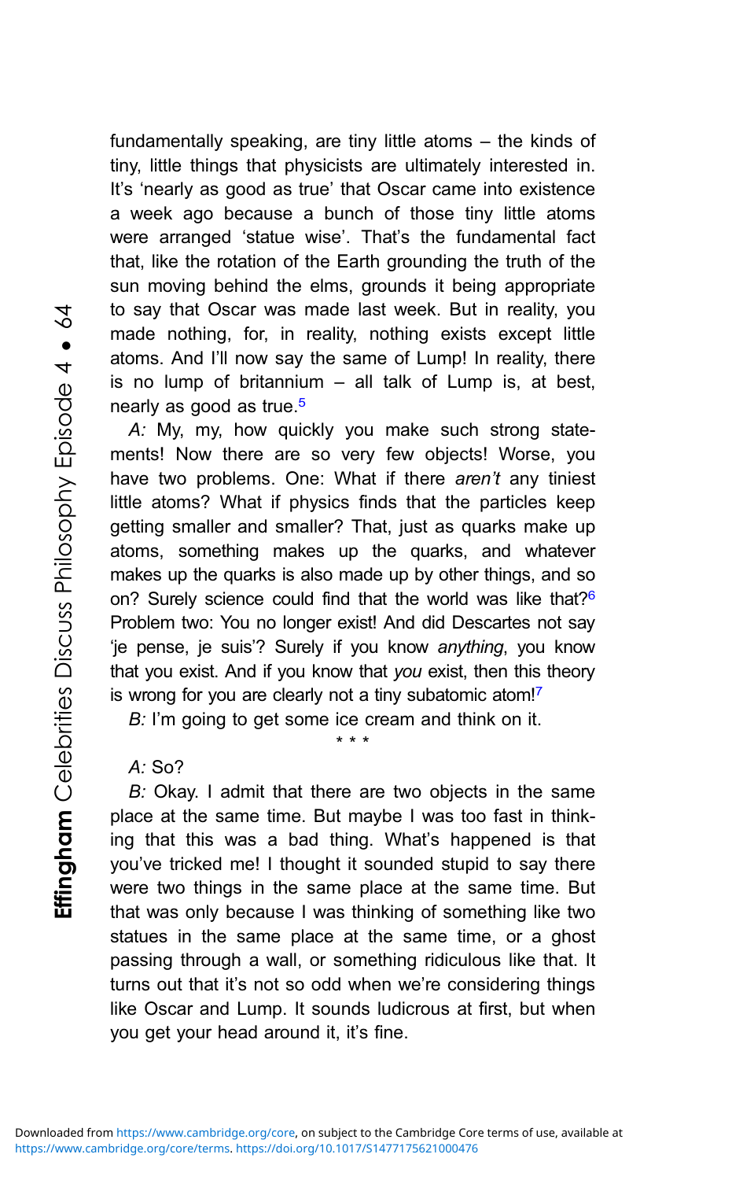fundamentally speaking, are tiny little atoms – the kinds of tiny, little things that physicists are ultimately interested in. It's 'nearly as good as true' that Oscar came into existence a week ago because a bunch of those tiny little atoms were arranged 'statue wise'. That's the fundamental fact that, like the rotation of the Earth grounding the truth of the sun moving behind the elms, grounds it being appropriate to say that Oscar was made last week. But in reality, you made nothing, for, in reality, nothing exists except little atoms. And I'll now say the same of Lump! In reality, there is no lump of britannium – all talk of Lump is, at best, nearly as good as true.[5]

*A:* My, my, how quickly you make such strong statements! Now there are so very few objects! Worse, you have two problems. One: What if there *aren't* any tiniest little atoms? What if physics finds that the particles keep getting smaller and smaller? That, just as quarks make up atoms, something makes up the quarks, and whatever makes up the quarks is also made up by other things, and so on? Surely science could find that the world was like that?[6] Problem two: You no longer exist! And did Descartes not say 'je pense, je suis'? Surely if you know *anything*, you know that you exist. And if you know that *you* exist, then this theory is wrong for you are clearly not a tiny subatomic atom![7]

*B:* I'm going to get some ice cream and think on it.

\* \* \*

*A:* So?

*B:* Okay. I admit that there are two objects in the same place at the same time. But maybe I was too fast in thinking that this was a bad thing. What's happened is that you've tricked me! I thought it sounded stupid to say there were two things in the same place at the same time. But that was only because I was thinking of something like two statues in the same place at the same time, or a ghost passing through a wall, or something ridiculous like that. It turns out that it's not so odd when we're considering things like Oscar and Lump. It sounds ludicrous at first, but when you get your head around it, it's fine.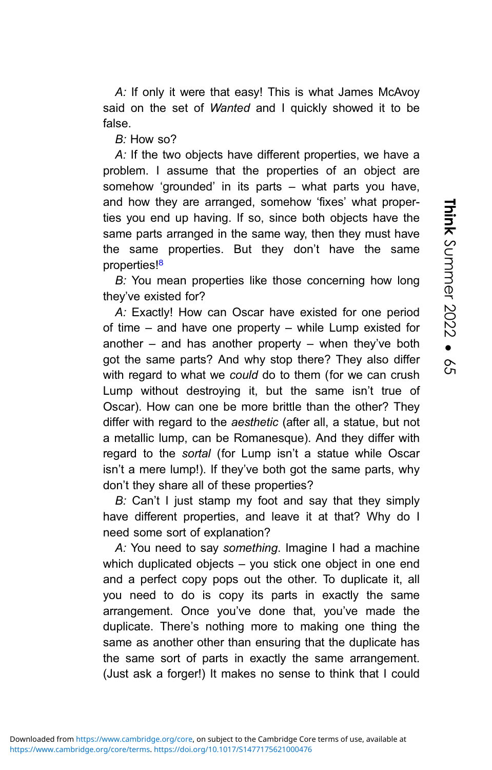*A:* If only it were that easy! This is what James McAvoy said on the set of *Wanted* and I quickly showed it to be false.

*B:* How so?

*A:* If the two objects have different properties, we have a problem. I assume that the properties of an object are somehow 'grounded' in its parts – what parts you have, and how they are arranged, somehow 'fixes' what properties you end up having. If so, since both objects have the same parts arranged in the same way, then they must have the same properties. But they don't have the same properties![8]

*B:* You mean properties like those concerning how long they've existed for?

*A:* Exactly! How can Oscar have existed for one period of time – and have one property – while Lump existed for another – and has another property – when they've both got the same parts? And why stop there? They also differ with regard to what we *could* do to them (for we can crush Lump without destroying it, but the same isn't true of Oscar). How can one be more brittle than the other? They differ with regard to the *aesthetic* (after all, a statue, but not a metallic lump, can be Romanesque). And they differ with regard to the *sortal* (for Lump isn't a statue while Oscar isn't a mere lump!). If they've both got the same parts, why don't they share all of these properties?

*B:* Can't I just stamp my foot and say that they simply have different properties, and leave it at that? Why do I need some sort of explanation?

*A:* You need to say *something*. Imagine I had a machine which duplicated objects – you stick one object in one end and a perfect copy pops out the other. To duplicate it, all you need to do is copy its parts in exactly the same arrangement. Once you've done that, you've made the duplicate. There's nothing more to making one thing the same as another other than ensuring that the duplicate has the same sort of parts in exactly the same arrangement. (Just ask a forger!) It makes no sense to think that I could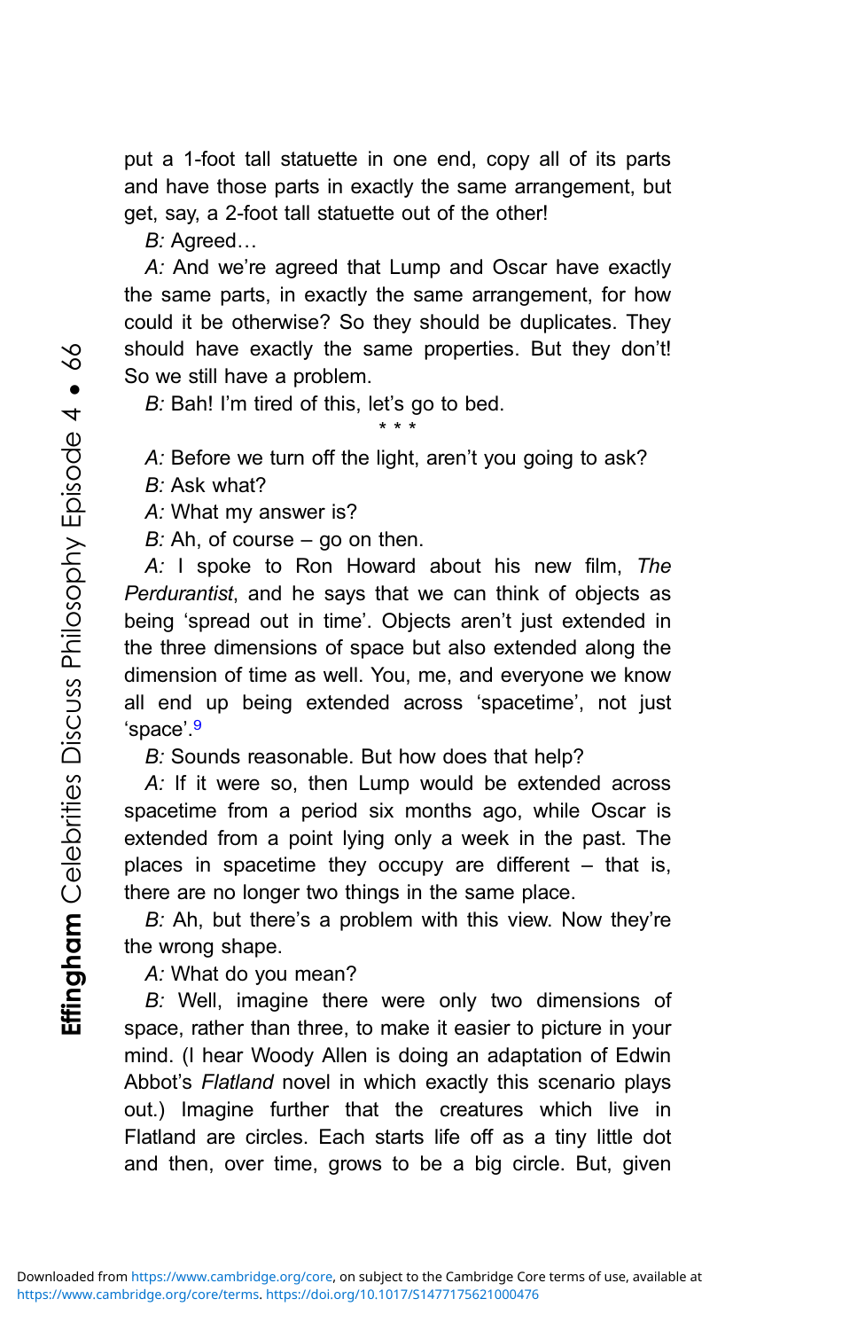put a 1-foot tall statuette in one end, copy all of its parts and have those parts in exactly the same arrangement, but get, say, a 2-foot tall statuette out of the other!

*B:* Agreed…

*A:* And we're agreed that Lump and Oscar have exactly the same parts, in exactly the same arrangement, for how could it be otherwise? So they should be duplicates. They should have exactly the same properties. But they don't! So we still have a problem.

*B:* Bah! I'm tired of this, let's go to bed.

\* \* \*

*A:* Before we turn off the light, aren't you going to ask?

*B:* Ask what?

*A:* What my answer is?

*B:* Ah, of course – go on then.

*A:* I spoke to Ron Howard about his new film, *The Perdurantist*, and he says that we can think of objects as being 'spread out in time'. Objects aren't just extended in the three dimensions of space but also extended along the dimension of time as well. You, me, and everyone we know all end up being extended across 'spacetime', not just 'space'.[9]

*B:* Sounds reasonable. But how does that help?

*A:* If it were so, then Lump would be extended across spacetime from a period six months ago, while Oscar is extended from a point lying only a week in the past. The places in spacetime they occupy are different – that is, there are no longer two things in the same place.

*B:* Ah, but there's a problem with this view. Now they're the wrong shape.

*A:* What do you mean?

*B:* Well, imagine there were only two dimensions of space, rather than three, to make it easier to picture in your mind. (I hear Woody Allen is doing an adaptation of Edwin Abbot's *Flatland* novel in which exactly this scenario plays out.) Imagine further that the creatures which live in Flatland are circles. Each starts life off as a tiny little dot and then, over time, grows to be a big circle. But, given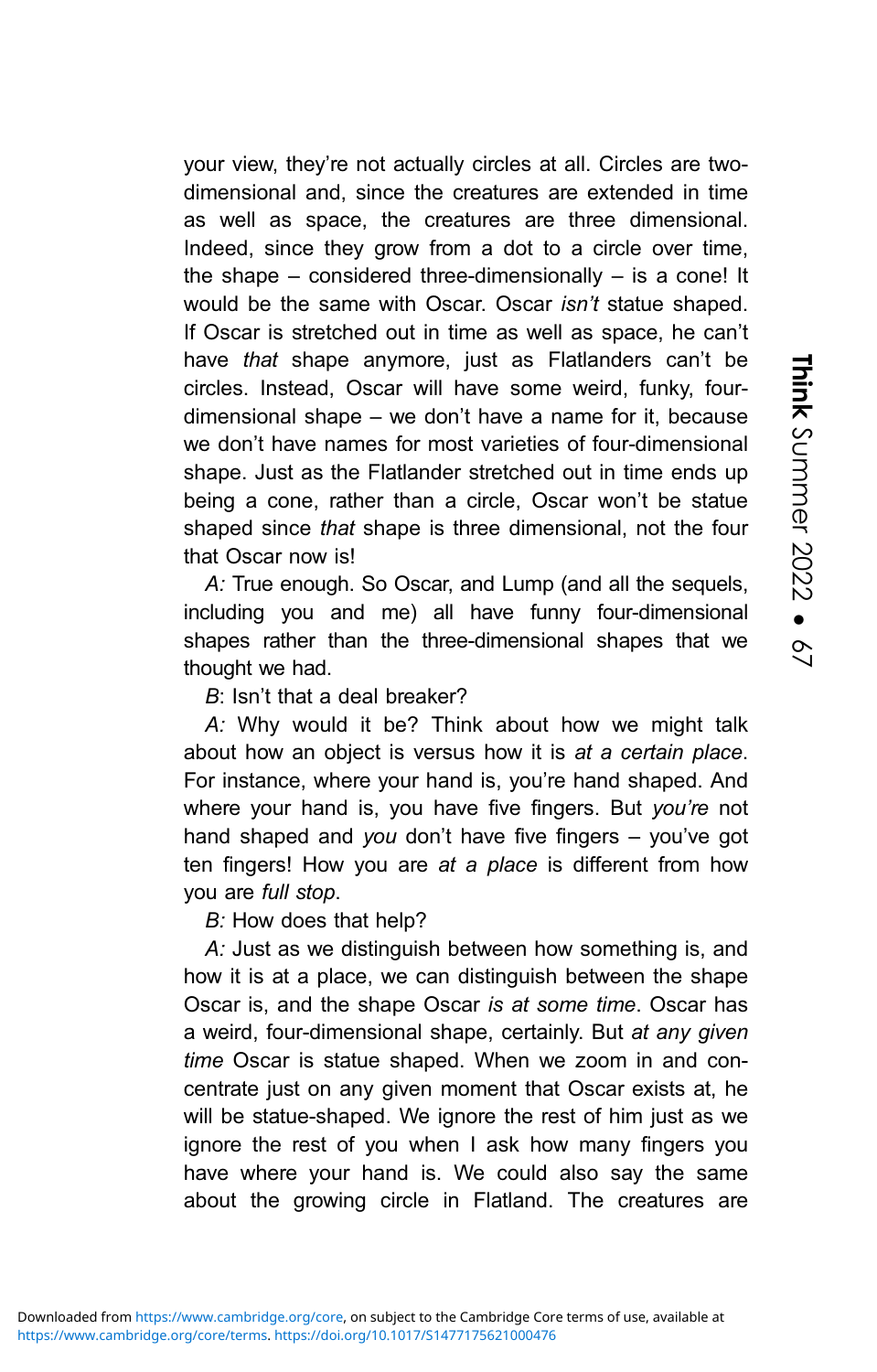your view, they're not actually circles at all. Circles are two-dimensional and, since the creatures are extended in time as well as space, the creatures are three dimensional. Indeed, since they grow from a dot to a circle over time, the shape – considered three-dimensionally – is a cone! It would be the same with Oscar. Oscar *isn't* statue shaped. If Oscar is stretched out in time as well as space, he can't have *that* shape anymore, just as Flatlanders can't be circles. Instead, Oscar will have some weird, funky, four-dimensional shape – we don't have a name for it, because we don't have names for most varieties of four-dimensional shape. Just as the Flatlander stretched out in time ends up being a cone, rather than a circle, Oscar won't be statue shaped since *that* shape is three dimensional, not the four that Oscar now is!

*A:* True enough. So Oscar, and Lump (and all the sequels, including you and me) all have funny four-dimensional shapes rather than the three-dimensional shapes that we thought we had.

*B*: Isn't that a deal breaker?

*A:* Why would it be? Think about how we might talk about how an object is versus how it is *at a certain place*. For instance, where your hand is, you're hand shaped. And where your hand is, you have five fingers. But *you're* not hand shaped and *you* don't have five fingers – you've got ten fingers! How you are *at a place* is different from how you are *full stop*.

*B:* How does that help?

*A:* Just as we distinguish between how something is, and how it is at a place, we can distinguish between the shape Oscar is, and the shape Oscar *is at some time*. Oscar has a weird, four-dimensional shape, certainly. But *at any given time* Oscar is statue shaped. When we zoom in and concentrate just on any given moment that Oscar exists at, he will be statue-shaped. We ignore the rest of him just as we ignore the rest of you when I ask how many fingers you have where your hand is. We could also say the same about the growing circle in Flatland. The creatures are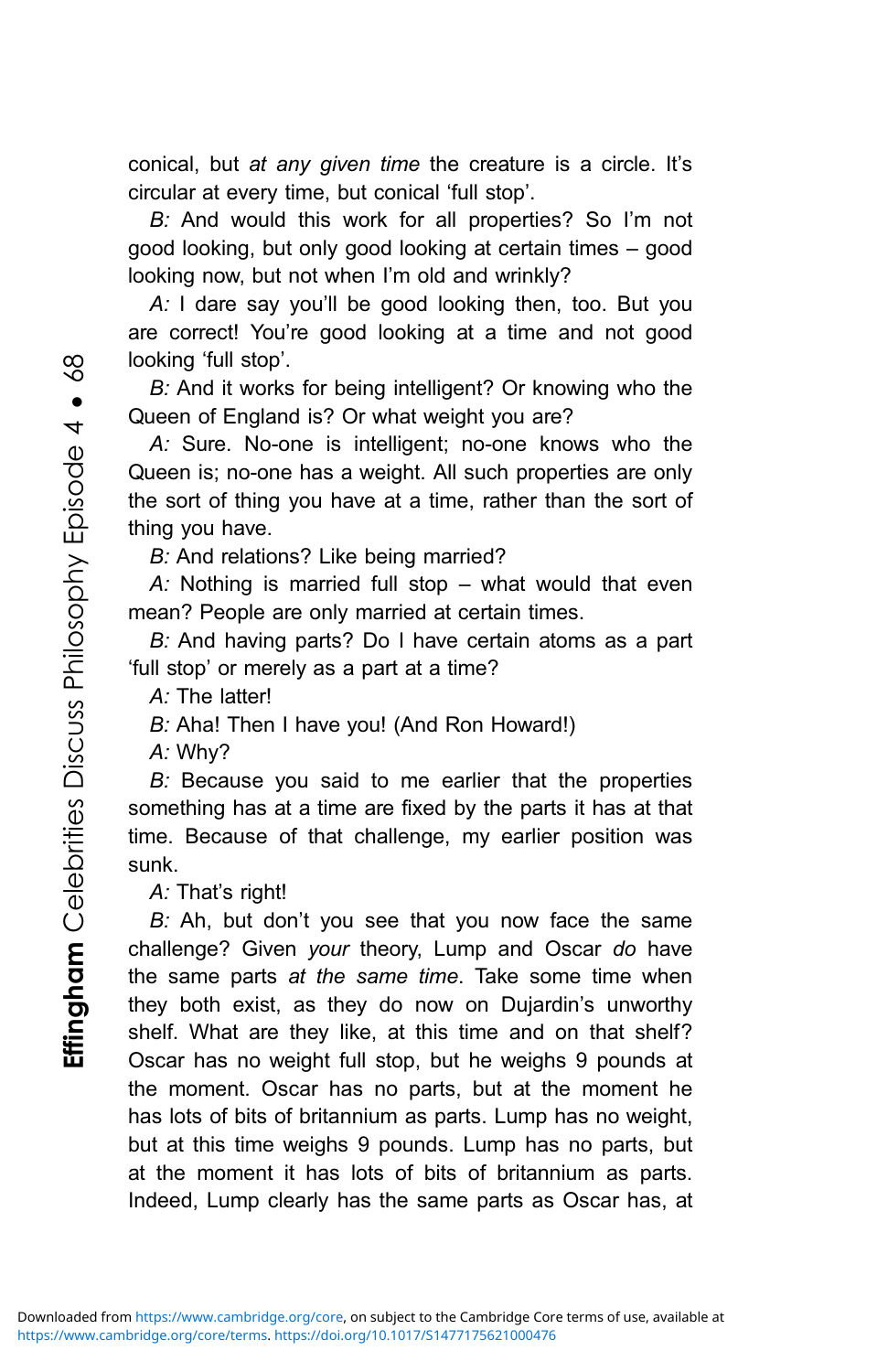conical, but *at any given time* the creature is a circle. It's circular at every time, but conical 'full stop'.

*B:* And would this work for all properties? So I'm not good looking, but only good looking at certain times – good looking now, but not when I'm old and wrinkly?

*A:* I dare say you'll be good looking then, too. But you are correct! You're good looking at a time and not good looking 'full stop'.

*B:* And it works for being intelligent? Or knowing who the Queen of England is? Or what weight you are?

*A:* Sure. No-one is intelligent; no-one knows who the Queen is; no-one has a weight. All such properties are only the sort of thing you have at a time, rather than the sort of thing you have.

*B:* And relations? Like being married?

*A:* Nothing is married full stop – what would that even mean? People are only married at certain times.

*B:* And having parts? Do I have certain atoms as a part 'full stop' or merely as a part at a time?

*A:* The latter!

*B:* Aha! Then I have you! (And Ron Howard!)

*A:* Why?

*B:* Because you said to me earlier that the properties something has at a time are fixed by the parts it has at that time. Because of that challenge, my earlier position was sunk.

*A:* That's right!

*B:* Ah, but don't you see that you now face the same challenge? Given *your* theory, Lump and Oscar *do* have the same parts *at the same time*. Take some time when they both exist, as they do now on Dujardin's unworthy shelf. What are they like, at this time and on that shelf? Oscar has no weight full stop, but he weighs 9 pounds at the moment. Oscar has no parts, but at the moment he has lots of bits of britannium as parts. Lump has no weight, but at this time weighs 9 pounds. Lump has no parts, but at the moment it has lots of bits of britannium as parts. Indeed, Lump clearly has the same parts as Oscar has, at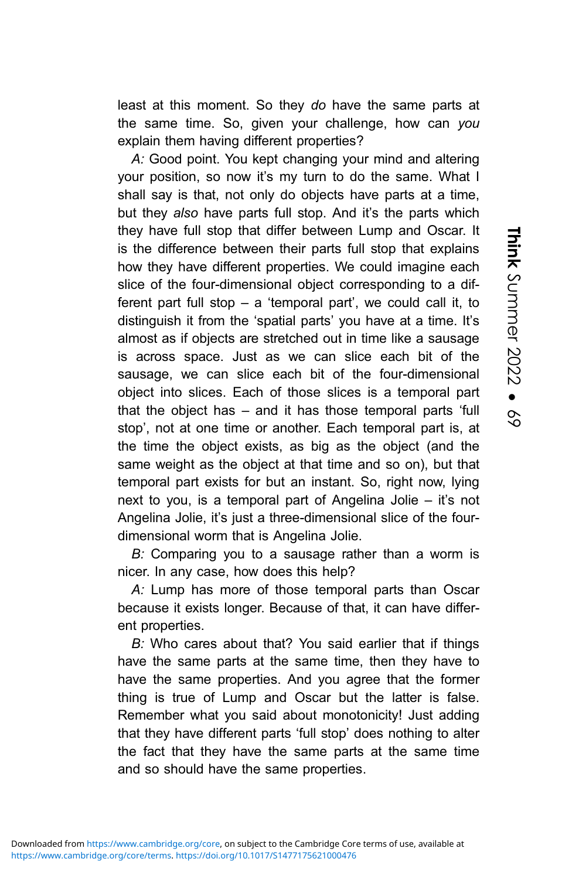least at this moment. So they *do* have the same parts at the same time. So, given your challenge, how can *you* explain them having different properties?

*A:* Good point. You kept changing your mind and altering your position, so now it's my turn to do the same. What I shall say is that, not only do objects have parts at a time, but they *also* have parts full stop. And it's the parts which they have full stop that differ between Lump and Oscar. It is the difference between their parts full stop that explains how they have different properties. We could imagine each slice of the four-dimensional object corresponding to a different part full stop – a 'temporal part', we could call it, to distinguish it from the 'spatial parts' you have at a time. It's almost as if objects are stretched out in time like a sausage is across space. Just as we can slice each bit of the sausage, we can slice each bit of the four-dimensional object into slices. Each of those slices is a temporal part that the object has – and it has those temporal parts 'full stop', not at one time or another. Each temporal part is, at the time the object exists, as big as the object (and the same weight as the object at that time and so on), but that temporal part exists for but an instant. So, right now, lying next to you, is a temporal part of Angelina Jolie – it's not Angelina Jolie, it's just a three-dimensional slice of the four-dimensional worm that is Angelina Jolie.

*B:* Comparing you to a sausage rather than a worm is nicer. In any case, how does this help?

*A:* Lump has more of those temporal parts than Oscar because it exists longer. Because of that, it can have different properties.

*B:* Who cares about that? You said earlier that if things have the same parts at the same time, then they have to have the same properties. And you agree that the former thing is true of Lump and Oscar but the latter is false. Remember what you said about monotonicity! Just adding that they have different parts 'full stop' does nothing to alter the fact that they have the same parts at the same time and so should have the same properties.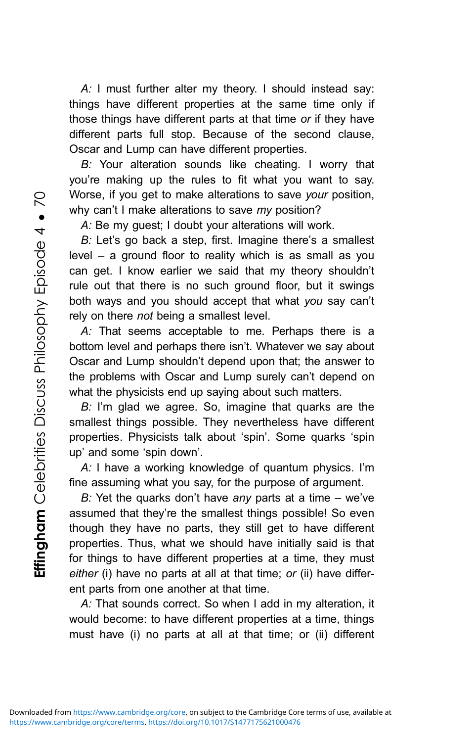*A:* I must further alter my theory. I should instead say: things have different properties at the same time only if those things have different parts at that time *or* if they have different parts full stop. Because of the second clause, Oscar and Lump can have different properties.

*B:* Your alteration sounds like cheating. I worry that you're making up the rules to fit what you want to say. Worse, if you get to make alterations to save *your* position, why can't I make alterations to save *my* position?

*A:* Be my guest; I doubt your alterations will work.

*B:* Let's go back a step, first. Imagine there's a smallest level – a ground floor to reality which is as small as you can get. I know earlier we said that my theory shouldn't rule out that there is no such ground floor, but it swings both ways and you should accept that what *you* say can't rely on there *not* being a smallest level.

*A:* That seems acceptable to me. Perhaps there is a bottom level and perhaps there isn't. Whatever we say about Oscar and Lump shouldn't depend upon that; the answer to the problems with Oscar and Lump surely can't depend on what the physicists end up saying about such matters.

*B:* I'm glad we agree. So, imagine that quarks are the smallest things possible. They nevertheless have different properties. Physicists talk about 'spin'. Some quarks 'spin up' and some 'spin down'.

*A:* I have a working knowledge of quantum physics. I'm fine assuming what you say, for the purpose of argument.

*B:* Yet the quarks don't have *any* parts at a time – we've assumed that they're the smallest things possible! So even though they have no parts, they still get to have different properties. Thus, what we should have initially said is that for things to have different properties at a time, they must *either* (i) have no parts at all at that time; *or* (ii) have different parts from one another at that time.

*A:* That sounds correct. So when I add in my alteration, it would become: to have different properties at a time, things must have (i) no parts at all at that time; or (ii) different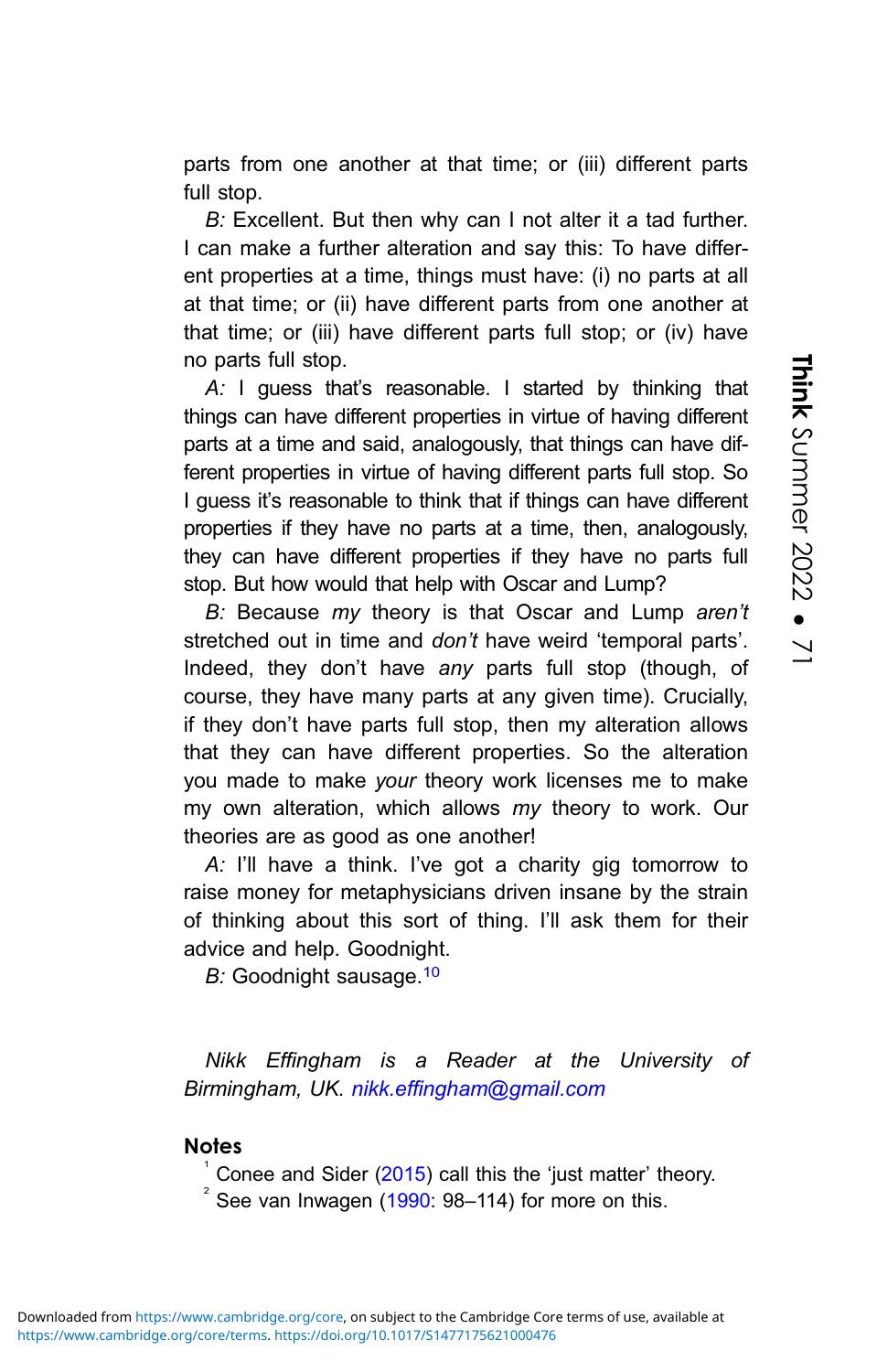parts from one another at that time; or (iii) different parts full stop.

*B:* Excellent. But then why can I not alter it a tad further. I can make a further alteration and say this: To have different properties at a time, things must have: (i) no parts at all at that time; or (ii) have different parts from one another at that time; or (iii) have different parts full stop; or (iv) have no parts full stop.

*A:* I guess that's reasonable. I started by thinking that things can have different properties in virtue of having different parts at a time and said, analogously, that things can have different properties in virtue of having different parts full stop. So I guess it's reasonable to think that if things can have different properties if they have no parts at a time, then, analogously, they can have different properties if they have no parts full stop. But how would that help with Oscar and Lump?

*B:* Because *my* theory is that Oscar and Lump *aren't* stretched out in time and *don't* have weird 'temporal parts'. Indeed, they don't have *any* parts full stop (though, of course, they have many parts at any given time). Crucially, if they don't have parts full stop, then my alteration allows that they can have different properties. So the alteration you made to make *your* theory work licenses me to make my own alteration, which allows *my* theory to work. Our theories are as good as one another!

*A:* I'll have a think. I've got a charity gig tomorrow to raise money for metaphysicians driven insane by the strain of thinking about this sort of thing. I'll ask them for their advice and help. Goodnight.

*B:* Goodnight sausage.[10]

*Nikk Effingham is a Reader at the University of Birmingham, UK. nikk.effingham@gmail.com*

## Notes

1. Conee and Sider (2015) call this the 'just matter' theory.
2. See van Inwagen (1990: 98–114) for more on this.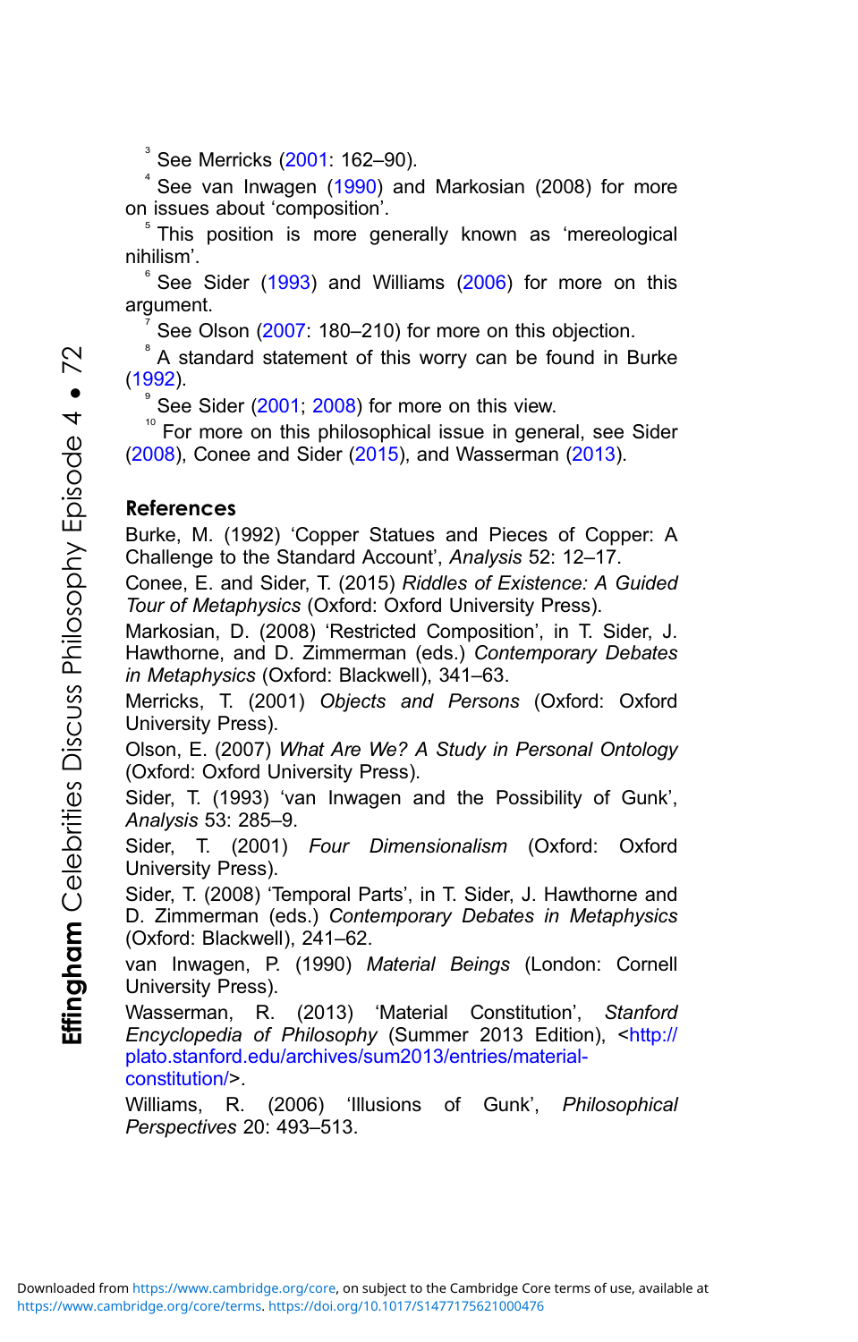[3] See Merricks (2001: 162–90).

[4] See van Inwagen (1990) and Markosian (2008) for more on issues about 'composition'.

[5] This position is more generally known as 'mereological nihilism'.

[6] See Sider (1993) and Williams (2006) for more on this argument.

[7] See Olson (2007: 180–210) for more on this objection.

[8] A standard statement of this worry can be found in Burke (1992).

[9] See Sider (2001; 2008) for more on this view.

[10] For more on this philosophical issue in general, see Sider (2008), Conee and Sider (2015), and Wasserman (2013).

## References

Burke, M. (1992) 'Copper Statues and Pieces of Copper: A Challenge to the Standard Account', *Analysis* 52: 12–17.

Conee, E. and Sider, T. (2015) *Riddles of Existence: A Guided Tour of Metaphysics* (Oxford: Oxford University Press).

Markosian, D. (2008) 'Restricted Composition', in T. Sider, J. Hawthorne, and D. Zimmerman (eds.) *Contemporary Debates in Metaphysics* (Oxford: Blackwell), 341–63.

Merricks, T. (2001) *Objects and Persons* (Oxford: Oxford University Press).

Olson, E. (2007) *What Are We? A Study in Personal Ontology* (Oxford: Oxford University Press).

Sider, T. (1993) 'van Inwagen and the Possibility of Gunk', *Analysis* 53: 285–9.

Sider, T. (2001) *Four Dimensionalism* (Oxford: Oxford University Press).

Sider, T. (2008) 'Temporal Parts', in T. Sider, J. Hawthorne and D. Zimmerman (eds.) *Contemporary Debates in Metaphysics* (Oxford: Blackwell), 241–62.

van Inwagen, P. (1990) *Material Beings* (London: Cornell University Press).

Wasserman, R. (2013) 'Material Constitution', *Stanford Encyclopedia of Philosophy* (Summer 2013 Edition), <http://plato.stanford.edu/archives/sum2013/entries/material-constitution/>.

Williams, R. (2006) 'Illusions of Gunk', *Philosophical Perspectives* 20: 493–513.